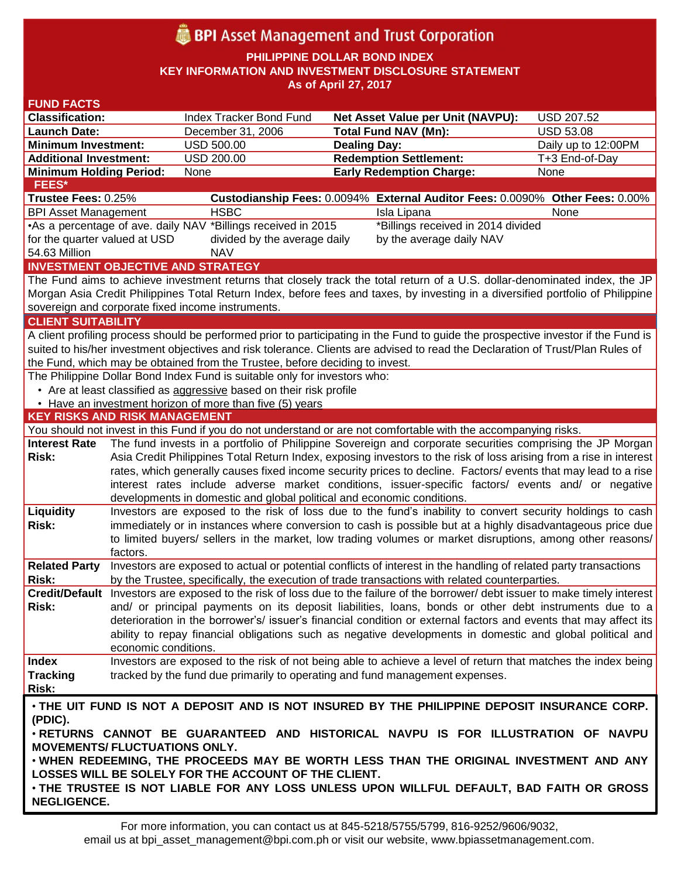# BPI Asset Management and Trust Corporation

**PHILIPPINE DOLLAR BOND INDEX**
**KEY INFORMATION AND INVESTMENT DISCLOSURE STATEMENT**
**As of April 27, 2017**

## FUND FACTS

| | | | |
|---|---|---|---|
| **Classification:** | Index Tracker Bond Fund | **Net Asset Value per Unit (NAVPU):** | USD 207.52 |
| **Launch Date:** | December 31, 2006 | **Total Fund NAV (Mn):** | USD 53.08 |
| **Minimum Investment:** | USD 500.00 | **Dealing Day:** | Daily up to 12:00PM |
| **Additional Investment:** | USD 200.00 | **Redemption Settlement:** | T+3 End-of-Day |
| **Minimum Holding Period:** | None | **Early Redemption Charge:** | None |

## FEES*

| **Trustee Fees:** 0.25% | **Custodianship Fees:** 0.0094% | **External Auditor Fees:** 0.0090% | **Other Fees:** 0.00% |
|---|---|---|---|
| BPI Asset Management | HSBC | Isla Lipana | None |
| •As a percentage of ave. daily NAV for the quarter valued at USD 54.63 Million | *Billings received in 2015 divided by the average daily NAV | *Billings received in 2014 divided by the average daily NAV | |

## INVESTMENT OBJECTIVE AND STRATEGY

The Fund aims to achieve investment returns that closely track the total return of a U.S. dollar-denominated index, the JP Morgan Asia Credit Philippines Total Return Index, before fees and taxes, by investing in a diversified portfolio of Philippine sovereign and corporate fixed income instruments.

## CLIENT SUITABILITY

A client profiling process should be performed prior to participating in the Fund to guide the prospective investor if the Fund is suited to his/her investment objectives and risk tolerance. Clients are advised to read the Declaration of Trust/Plan Rules of the Fund, which may be obtained from the Trustee, before deciding to invest.

The Philippine Dollar Bond Index Fund is suitable only for investors who:

- Are at least classified as aggressive based on their risk profile
- Have an investment horizon of more than five (5) years

## KEY RISKS AND RISK MANAGEMENT

You should not invest in this Fund if you do not understand or are not comfortable with the accompanying risks.

| | |
|---|---|
| **Interest Rate Risk:** | The fund invests in a portfolio of Philippine Sovereign and corporate securities comprising the JP Morgan Asia Credit Philippines Total Return Index, exposing investors to the risk of loss arising from a rise in interest rates, which generally causes fixed income security prices to decline. Factors/ events that may lead to a rise interest rates include adverse market conditions, issuer-specific factors/ events and/ or negative developments in domestic and global political and economic conditions. |
| **Liquidity Risk:** | Investors are exposed to the risk of loss due to the fund's inability to convert security holdings to cash immediately or in instances where conversion to cash is possible but at a highly disadvantageous price due to limited buyers/ sellers in the market, low trading volumes or market disruptions, among other reasons/ factors. |
| **Related Party Risk:** | Investors are exposed to actual or potential conflicts of interest in the handling of related party transactions by the Trustee, specifically, the execution of trade transactions with related counterparties. |
| **Credit/Default Risk:** | Investors are exposed to the risk of loss due to the failure of the borrower/ debt issuer to make timely interest and/ or principal payments on its deposit liabilities, loans, bonds or other debt instruments due to a deterioration in the borrower's/ issuer's financial condition or external factors and events that may affect its ability to repay financial obligations such as negative developments in domestic and global political and economic conditions. |
| **Index Tracking Risk:** | Investors are exposed to the risk of not being able to achieve a level of return that matches the index being tracked by the fund due primarily to operating and fund management expenses. |

**• THE UIT FUND IS NOT A DEPOSIT AND IS NOT INSURED BY THE PHILIPPINE DEPOSIT INSURANCE CORP. (PDIC).**
**• RETURNS CANNOT BE GUARANTEED AND HISTORICAL NAVPU IS FOR ILLUSTRATION OF NAVPU MOVEMENTS/ FLUCTUATIONS ONLY.**
**• WHEN REDEEMING, THE PROCEEDS MAY BE WORTH LESS THAN THE ORIGINAL INVESTMENT AND ANY LOSSES WILL BE SOLELY FOR THE ACCOUNT OF THE CLIENT.**
**• THE TRUSTEE IS NOT LIABLE FOR ANY LOSS UNLESS UPON WILLFUL DEFAULT, BAD FAITH OR GROSS NEGLIGENCE.**

For more information, you can contact us at 845-5218/5755/5799, 816-9252/9606/9032, email us at bpi_asset_management@bpi.com.ph or visit our website, www.bpiassetmanagement.com.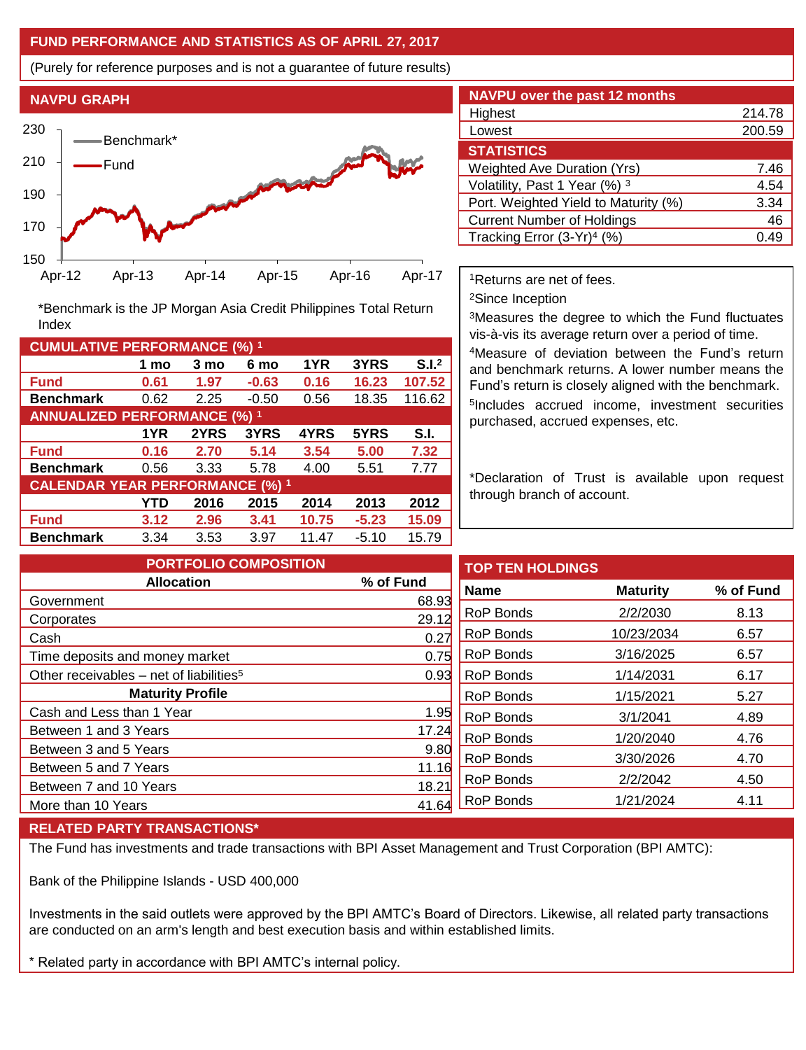## FUND PERFORMANCE AND STATISTICS AS OF APRIL 27, 2017

(Purely for reference purposes and is not a guarantee of future results)

### NAVPU GRAPH

*Benchmark is the JP Morgan Asia Credit Philippines Total Return Index

| NAVPU over the past 12 months | |
|---|---|
| Highest | 214.78 |
| Lowest | 200.59 |

| STATISTICS | |
|---|---|
| Weighted Ave Duration (Yrs) | 7.46 |
| Volatility, Past 1 Year (%) [3] | 4.54 |
| Port. Weighted Yield to Maturity (%) | 3.34 |
| Current Number of Holdings | 46 |
| Tracking Error (3-Yr)[4] (%) | 0.49 |

| CUMULATIVE PERFORMANCE (%) [1] | 1 mo | 3 mo | 6 mo | 1YR | 3YRS | S.I.[2] |
|---|---|---|---|---|---|---|
| **Fund** | **0.61** | **1.97** | **-0.63** | **0.16** | **16.23** | **107.52** |
| **Benchmark** | 0.62 | 2.25 | -0.50 | 0.56 | 18.35 | 116.62 |

| ANNUALIZED PERFORMANCE (%) [1] | 1YR | 2YRS | 3YRS | 4YRS | 5YRS | S.I. |
|---|---|---|---|---|---|---|
| **Fund** | **0.16** | **2.70** | **5.14** | **3.54** | **5.00** | **7.32** |
| **Benchmark** | 0.56 | 3.33 | 5.78 | 4.00 | 5.51 | 7.77 |

| CALENDAR YEAR PERFORMANCE (%) [1] | YTD | 2016 | 2015 | 2014 | 2013 | 2012 |
|---|---|---|---|---|---|---|
| **Fund** | **3.12** | **2.96** | **3.41** | **10.75** | **-5.23** | **15.09** |
| **Benchmark** | 3.34 | 3.53 | 3.97 | 11.47 | -5.10 | 15.79 |

[1]Returns are net of fees.

[2]Since Inception

[3]Measures the degree to which the Fund fluctuates vis-à-vis its average return over a period of time.

[4]Measure of deviation between the Fund's return and benchmark returns. A lower number means the Fund's return is closely aligned with the benchmark.

[5]Includes accrued income, investment securities purchased, accrued expenses, etc.

*Declaration of Trust is available upon request through branch of account.

### PORTFOLIO COMPOSITION

| Allocation | % of Fund |
|---|---|
| Government | 68.93 |
| Corporates | 29.12 |
| Cash | 0.27 |
| Time deposits and money market | 0.75 |
| Other receivables – net of liabilities[5] | 0.93 |
| **Maturity Profile** | |
| Cash and Less than 1 Year | 1.95 |
| Between 1 and 3 Years | 17.24 |
| Between 3 and 5 Years | 9.80 |
| Between 5 and 7 Years | 11.16 |
| Between 7 and 10 Years | 18.21 |
| More than 10 Years | 41.64 |

### TOP TEN HOLDINGS

| Name | Maturity | % of Fund |
|---|---|---|
| RoP Bonds | 2/2/2030 | 8.13 |
| RoP Bonds | 10/23/2034 | 6.57 |
| RoP Bonds | 3/16/2025 | 6.57 |
| RoP Bonds | 1/14/2031 | 6.17 |
| RoP Bonds | 1/15/2021 | 5.27 |
| RoP Bonds | 3/1/2041 | 4.89 |
| RoP Bonds | 1/20/2040 | 4.76 |
| RoP Bonds | 3/30/2026 | 4.70 |
| RoP Bonds | 2/2/2042 | 4.50 |
| RoP Bonds | 1/21/2024 | 4.11 |

### RELATED PARTY TRANSACTIONS*

The Fund has investments and trade transactions with BPI Asset Management and Trust Corporation (BPI AMTC):

Bank of the Philippine Islands - USD 400,000

Investments in the said outlets were approved by the BPI AMTC's Board of Directors. Likewise, all related party transactions are conducted on an arm's length and best execution basis and within established limits.

* Related party in accordance with BPI AMTC's internal policy.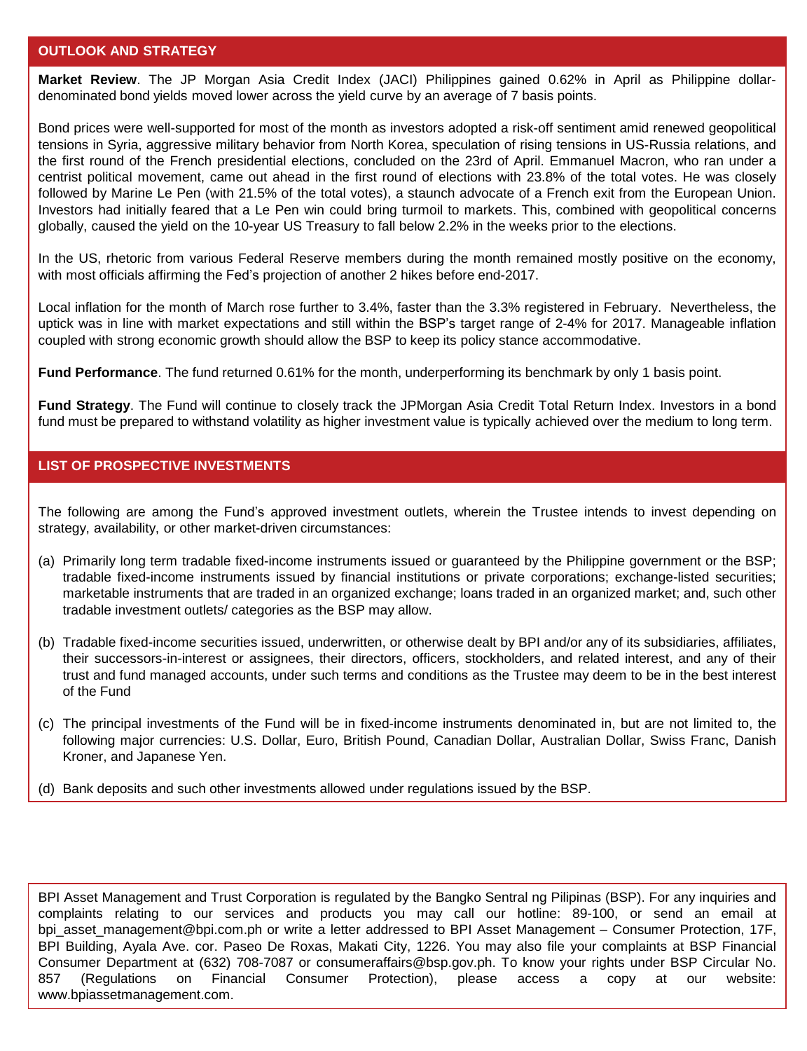## OUTLOOK AND STRATEGY

**Market Review**. The JP Morgan Asia Credit Index (JACI) Philippines gained 0.62% in April as Philippine dollar-denominated bond yields moved lower across the yield curve by an average of 7 basis points.

Bond prices were well-supported for most of the month as investors adopted a risk-off sentiment amid renewed geopolitical tensions in Syria, aggressive military behavior from North Korea, speculation of rising tensions in US-Russia relations, and the first round of the French presidential elections, concluded on the 23rd of April. Emmanuel Macron, who ran under a centrist political movement, came out ahead in the first round of elections with 23.8% of the total votes. He was closely followed by Marine Le Pen (with 21.5% of the total votes), a staunch advocate of a French exit from the European Union. Investors had initially feared that a Le Pen win could bring turmoil to markets. This, combined with geopolitical concerns globally, caused the yield on the 10-year US Treasury to fall below 2.2% in the weeks prior to the elections.

In the US, rhetoric from various Federal Reserve members during the month remained mostly positive on the economy, with most officials affirming the Fed's projection of another 2 hikes before end-2017.

Local inflation for the month of March rose further to 3.4%, faster than the 3.3% registered in February. Nevertheless, the uptick was in line with market expectations and still within the BSP's target range of 2-4% for 2017. Manageable inflation coupled with strong economic growth should allow the BSP to keep its policy stance accommodative.

**Fund Performance**. The fund returned 0.61% for the month, underperforming its benchmark by only 1 basis point.

**Fund Strategy**. The Fund will continue to closely track the JPMorgan Asia Credit Total Return Index. Investors in a bond fund must be prepared to withstand volatility as higher investment value is typically achieved over the medium to long term.

## LIST OF PROSPECTIVE INVESTMENTS

The following are among the Fund's approved investment outlets, wherein the Trustee intends to invest depending on strategy, availability, or other market-driven circumstances:

(a) Primarily long term tradable fixed-income instruments issued or guaranteed by the Philippine government or the BSP; tradable fixed-income instruments issued by financial institutions or private corporations; exchange-listed securities; marketable instruments that are traded in an organized exchange; loans traded in an organized market; and, such other tradable investment outlets/ categories as the BSP may allow.

(b) Tradable fixed-income securities issued, underwritten, or otherwise dealt by BPI and/or any of its subsidiaries, affiliates, their successors-in-interest or assignees, their directors, officers, stockholders, and related interest, and any of their trust and fund managed accounts, under such terms and conditions as the Trustee may deem to be in the best interest of the Fund

(c) The principal investments of the Fund will be in fixed-income instruments denominated in, but are not limited to, the following major currencies: U.S. Dollar, Euro, British Pound, Canadian Dollar, Australian Dollar, Swiss Franc, Danish Kroner, and Japanese Yen.

(d) Bank deposits and such other investments allowed under regulations issued by the BSP.

BPI Asset Management and Trust Corporation is regulated by the Bangko Sentral ng Pilipinas (BSP). For any inquiries and complaints relating to our services and products you may call our hotline: 89-100, or send an email at bpi_asset_management@bpi.com.ph or write a letter addressed to BPI Asset Management – Consumer Protection, 17F, BPI Building, Ayala Ave. cor. Paseo De Roxas, Makati City, 1226. You may also file your complaints at BSP Financial Consumer Department at (632) 708-7087 or consumeraffairs@bsp.gov.ph. To know your rights under BSP Circular No. 857 (Regulations on Financial Consumer Protection), please access a copy at our website: www.bpiassetmanagement.com.